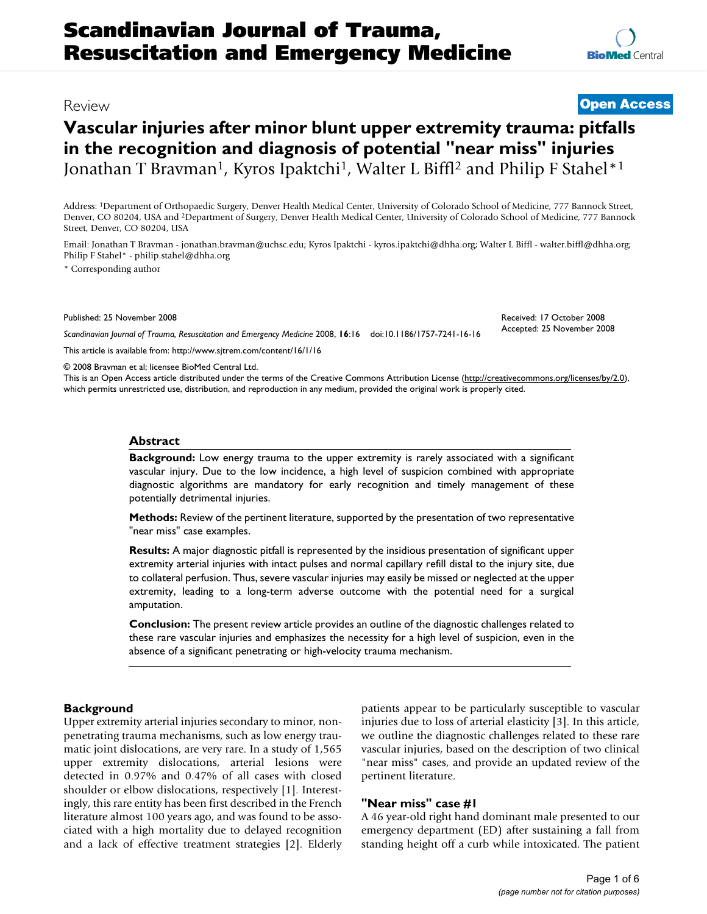Review

**Open Access**

# Vascular injuries after minor blunt upper extremity trauma: pitfalls in the recognition and diagnosis of potential "near miss" injuries

Jonathan T Bravman[1], Kyros Ipaktchi[1], Walter L Biffl[2] and Philip F Stahel*[1]

Address: [1]Department of Orthopaedic Surgery, Denver Health Medical Center, University of Colorado School of Medicine, 777 Bannock Street, Denver, CO 80204, USA and [2]Department of Surgery, Denver Health Medical Center, University of Colorado School of Medicine, 777 Bannock Street, Denver, CO 80204, USA

Email: Jonathan T Bravman - jonathan.bravman@uchsc.edu; Kyros Ipaktchi - kyros.ipaktchi@dhha.org; Walter L Biffl - walter.biffl@dhha.org; Philip F Stahel* - philip.stahel@dhha.org

\* Corresponding author

Published: 25 November 2008

*Scandinavian Journal of Trauma, Resuscitation and Emergency Medicine* 2008, **16**:16 doi:10.1186/1757-7241-16-16

Received: 17 October 2008
Accepted: 25 November 2008

This article is available from: http://www.sjtrem.com/content/16/1/16

© 2008 Bravman et al; licensee BioMed Central Ltd.
This is an Open Access article distributed under the terms of the Creative Commons Attribution License (http://creativecommons.org/licenses/by/2.0), which permits unrestricted use, distribution, and reproduction in any medium, provided the original work is properly cited.

## Abstract

**Background:** Low energy trauma to the upper extremity is rarely associated with a significant vascular injury. Due to the low incidence, a high level of suspicion combined with appropriate diagnostic algorithms are mandatory for early recognition and timely management of these potentially detrimental injuries.

**Methods:** Review of the pertinent literature, supported by the presentation of two representative "near miss" case examples.

**Results:** A major diagnostic pitfall is represented by the insidious presentation of significant upper extremity arterial injuries with intact pulses and normal capillary refill distal to the injury site, due to collateral perfusion. Thus, severe vascular injuries may easily be missed or neglected at the upper extremity, leading to a long-term adverse outcome with the potential need for a surgical amputation.

**Conclusion:** The present review article provides an outline of the diagnostic challenges related to these rare vascular injuries and emphasizes the necessity for a high level of suspicion, even in the absence of a significant penetrating or high-velocity trauma mechanism.

## Background

Upper extremity arterial injuries secondary to minor, non-penetrating trauma mechanisms, such as low energy traumatic joint dislocations, are very rare. In a study of 1,565 upper extremity dislocations, arterial lesions were detected in 0.97% and 0.47% of all cases with closed shoulder or elbow dislocations, respectively [1]. Interestingly, this rare entity has been first described in the French literature almost 100 years ago, and was found to be associated with a high mortality due to delayed recognition and a lack of effective treatment strategies [2]. Elderly patients appear to be particularly susceptible to vascular injuries due to loss of arterial elasticity [3]. In this article, we outline the diagnostic challenges related to these rare vascular injuries, based on the description of two clinical "near miss" cases, and provide an updated review of the pertinent literature.

## "Near miss" case #1

A 46 year-old right hand dominant male presented to our emergency department (ED) after sustaining a fall from standing height off a curb while intoxicated. The patient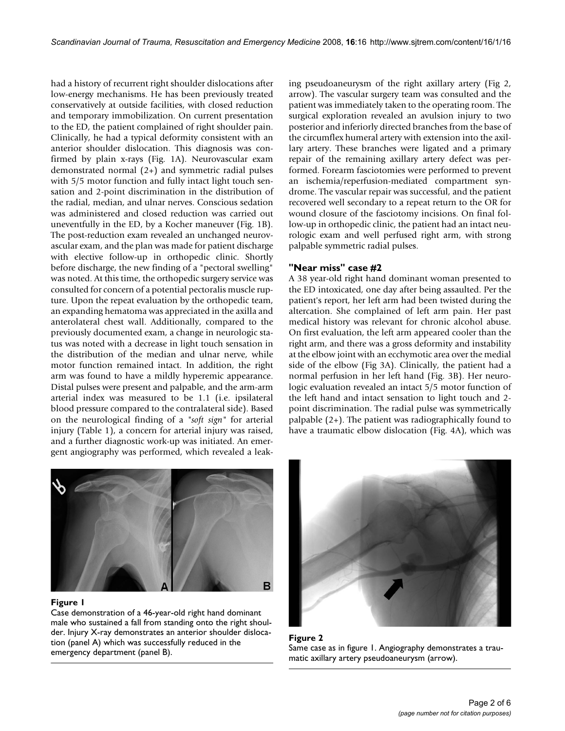had a history of recurrent right shoulder dislocations after low-energy mechanisms. He has been previously treated conservatively at outside facilities, with closed reduction and temporary immobilization. On current presentation to the ED, the patient complained of right shoulder pain. Clinically, he had a typical deformity consistent with an anterior shoulder dislocation. This diagnosis was confirmed by plain x-rays (Fig. 1A). Neurovascular exam demonstrated normal (2+) and symmetric radial pulses with 5/5 motor function and fully intact light touch sensation and 2-point discrimination in the distribution of the radial, median, and ulnar nerves. Conscious sedation was administered and closed reduction was carried out uneventfully in the ED, by a Kocher maneuver (Fig. 1B). The post-reduction exam revealed an unchanged neurovascular exam, and the plan was made for patient discharge with elective follow-up in orthopedic clinic. Shortly before discharge, the new finding of a "pectoral swelling" was noted. At this time, the orthopedic surgery service was consulted for concern of a potential pectoralis muscle rupture. Upon the repeat evaluation by the orthopedic team, an expanding hematoma was appreciated in the axilla and anterolateral chest wall. Additionally, compared to the previously documented exam, a change in neurologic status was noted with a decrease in light touch sensation in the distribution of the median and ulnar nerve, while motor function remained intact. In addition, the right arm was found to have a mildly hyperemic appearance. Distal pulses were present and palpable, and the arm-arm arterial index was measured to be 1.1 (i.e. ipsilateral blood pressure compared to the contralateral side). Based on the neurological finding of a "*soft sign*" for arterial injury (Table 1), a concern for arterial injury was raised, and a further diagnostic work-up was initiated. An emergent angiography was performed, which revealed a leaking pseudoaneurysm of the right axillary artery (Fig 2, arrow). The vascular surgery team was consulted and the patient was immediately taken to the operating room. The surgical exploration revealed an avulsion injury to two posterior and inferiorly directed branches from the base of the circumflex humeral artery with extension into the axillary artery. These branches were ligated and a primary repair of the remaining axillary artery defect was performed. Forearm fasciotomies were performed to prevent an ischemia/reperfusion-mediated compartment syndrome. The vascular repair was successful, and the patient recovered well secondary to a repeat return to the OR for wound closure of the fasciotomy incisions. On final follow-up in orthopedic clinic, the patient had an intact neurologic exam and well perfused right arm, with strong palpable symmetric radial pulses.

**Figure 1**
Case demonstration of a 46-year-old right hand dominant male who sustained a fall from standing onto the right shoulder. Injury X-ray demonstrates an anterior shoulder dislocation (panel A) which was successfully reduced in the emergency department (panel B).

**Figure 2**
Same case as in figure 1. Angiography demonstrates a traumatic axillary artery pseudoaneurysm (arrow).

### "Near miss" case #2

A 38 year-old right hand dominant woman presented to the ED intoxicated, one day after being assaulted. Per the patient's report, her left arm had been twisted during the altercation. She complained of left arm pain. Her past medical history was relevant for chronic alcohol abuse. On first evaluation, the left arm appeared cooler than the right arm, and there was a gross deformity and instability at the elbow joint with an ecchymotic area over the medial side of the elbow (Fig 3A). Clinically, the patient had a normal perfusion in her left hand (Fig. 3B). Her neurologic evaluation revealed an intact 5/5 motor function of the left hand and intact sensation to light touch and 2-point discrimination. The radial pulse was symmetrically palpable (2+). The patient was radiographically found to have a traumatic elbow dislocation (Fig. 4A), which was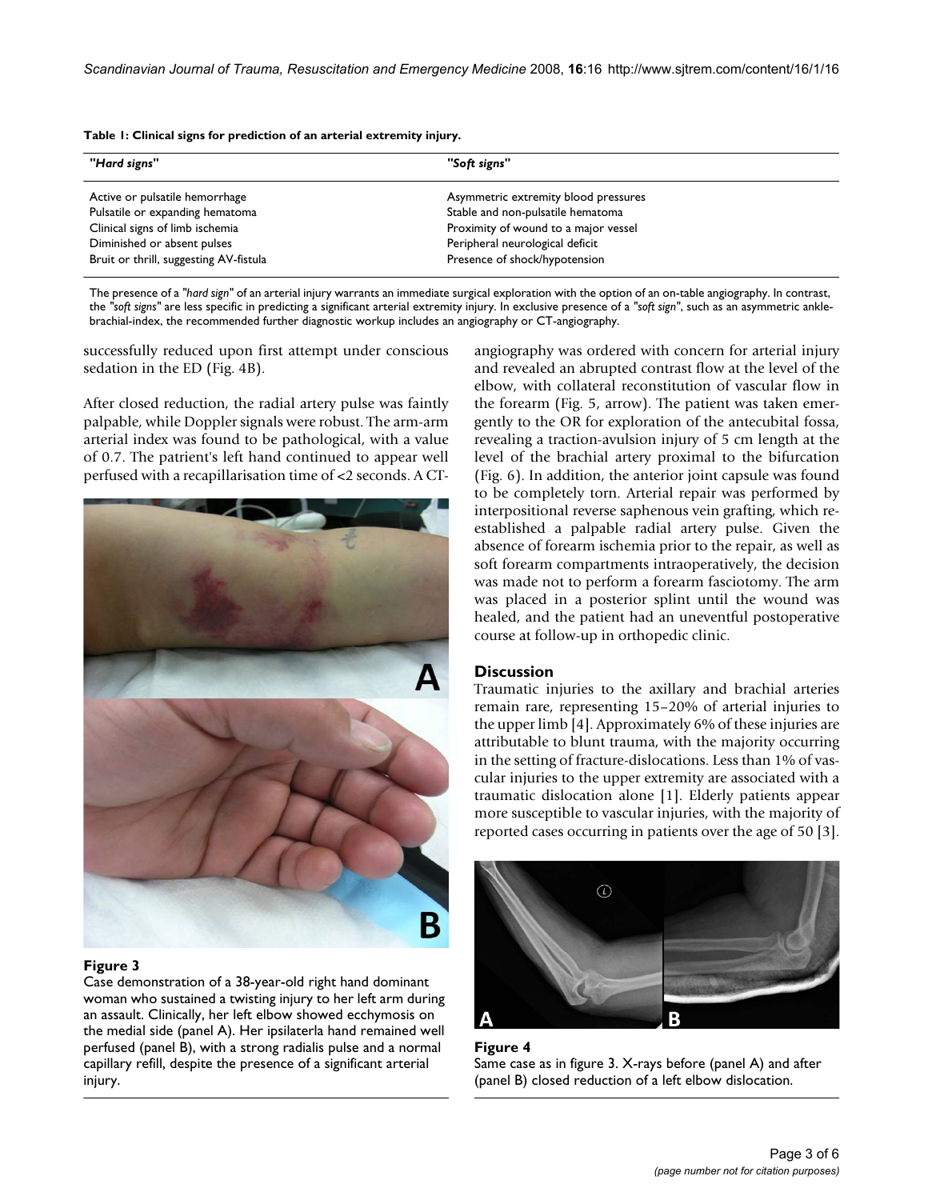**Table 1: Clinical signs for prediction of an arterial extremity injury.**

| *"Hard signs"* | *"Soft signs"* |
|---|---|
| Active or pulsatile hemorrhage | Asymmetric extremity blood pressures |
| Pulsatile or expanding hematoma | Stable and non-pulsatile hematoma |
| Clinical signs of limb ischemia | Proximity of wound to a major vessel |
| Diminished or absent pulses | Peripheral neurological deficit |
| Bruit or thrill, suggesting AV-fistula | Presence of shock/hypotension |

The presence of a *"hard sign"* of an arterial injury warrants an immediate surgical exploration with the option of an on-table angiography. In contrast, the *"soft signs"* are less specific in predicting a significant arterial extremity injury. In exclusive presence of a *"soft sign"*, such as an asymmetric ankle-brachial-index, the recommended further diagnostic workup includes an angiography or CT-angiography.

successfully reduced upon first attempt under conscious sedation in the ED (Fig. 4B).

After closed reduction, the radial artery pulse was faintly palpable, while Doppler signals were robust. The arm-arm arterial index was found to be pathological, with a value of 0.7. The patrient's left hand continued to appear well perfused with a recapillarisation time of <2 seconds. A CT-angiography was ordered with concern for arterial injury and revealed an abrupted contrast flow at the level of the elbow, with collateral reconstitution of vascular flow in the forearm (Fig. 5, arrow). The patient was taken emergently to the OR for exploration of the antecubital fossa, revealing a traction-avulsion injury of 5 cm length at the level of the brachial artery proximal to the bifurcation (Fig. 6). In addition, the anterior joint capsule was found to be completely torn. Arterial repair was performed by interpositional reverse saphenous vein grafting, which re-established a palpable radial artery pulse. Given the absence of forearm ischemia prior to the repair, as well as soft forearm compartments intraoperatively, the decision was made not to perform a forearm fasciotomy. The arm was placed in a posterior splint until the wound was healed, and the patient had an uneventful postoperative course at follow-up in orthopedic clinic.

**Figure 3**
Case demonstration of a 38-year-old right hand dominant woman who sustained a twisting injury to her left arm during an assault. Clinically, her left elbow showed ecchymosis on the medial side (panel A). Her ipsilaterla hand remained well perfused (panel B), with a strong radialis pulse and a normal capillary refill, despite the presence of a significant arterial injury.

## Discussion

Traumatic injuries to the axillary and brachial arteries remain rare, representing 15–20% of arterial injuries to the upper limb [4]. Approximately 6% of these injuries are attributable to blunt trauma, with the majority occurring in the setting of fracture-dislocations. Less than 1% of vascular injuries to the upper extremity are associated with a traumatic dislocation alone [1]. Elderly patients appear more susceptible to vascular injuries, with the majority of reported cases occurring in patients over the age of 50 [3].

**Figure 4**
Same case as in figure 3. X-rays before (panel A) and after (panel B) closed reduction of a left elbow dislocation.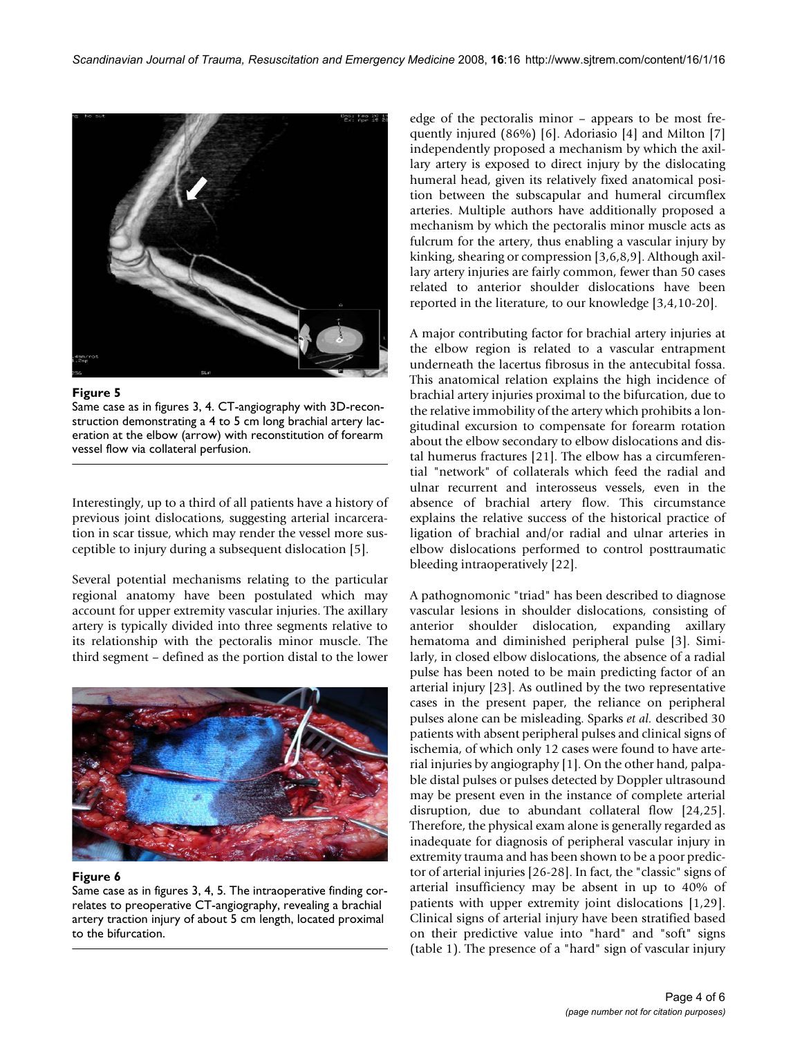**Figure 5**

Same case as in figures 3, 4. CT-angiography with 3D-reconstruction demonstrating a 4 to 5 cm long brachial artery laceration at the elbow (arrow) with reconstitution of forearm vessel flow via collateral perfusion.

Interestingly, up to a third of all patients have a history of previous joint dislocations, suggesting arterial incarceration in scar tissue, which may render the vessel more susceptible to injury during a subsequent dislocation [5].

Several potential mechanisms relating to the particular regional anatomy have been postulated which may account for upper extremity vascular injuries. The axillary artery is typically divided into three segments relative to its relationship with the pectoralis minor muscle. The third segment – defined as the portion distal to the lower edge of the pectoralis minor – appears to be most frequently injured (86%) [6]. Adoriasio [4] and Milton [7] independently proposed a mechanism by which the axillary artery is exposed to direct injury by the dislocating humeral head, given its relatively fixed anatomical position between the subscapular and humeral circumflex arteries. Multiple authors have additionally proposed a mechanism by which the pectoralis minor muscle acts as fulcrum for the artery, thus enabling a vascular injury by kinking, shearing or compression [3,6,8,9]. Although axillary artery injuries are fairly common, fewer than 50 cases related to anterior shoulder dislocations have been reported in the literature, to our knowledge [3,4,10-20].

**Figure 6**

Same case as in figures 3, 4, 5. The intraoperative finding correlates to preoperative CT-angiography, revealing a brachial artery traction injury of about 5 cm length, located proximal to the bifurcation.

A major contributing factor for brachial artery injuries at the elbow region is related to a vascular entrapment underneath the lacertus fibrosus in the antecubital fossa. This anatomical relation explains the high incidence of brachial artery injuries proximal to the bifurcation, due to the relative immobility of the artery which prohibits a longitudinal excursion to compensate for forearm rotation about the elbow secondary to elbow dislocations and distal humerus fractures [21]. The elbow has a circumferential "network" of collaterals which feed the radial and ulnar recurrent and interosseus vessels, even in the absence of brachial artery flow. This circumstance explains the relative success of the historical practice of ligation of brachial and/or radial and ulnar arteries in elbow dislocations performed to control posttraumatic bleeding intraoperatively [22].

A pathognomonic "triad" has been described to diagnose vascular lesions in shoulder dislocations, consisting of anterior shoulder dislocation, expanding axillary hematoma and diminished peripheral pulse [3]. Similarly, in closed elbow dislocations, the absence of a radial pulse has been noted to be main predicting factor of an arterial injury [23]. As outlined by the two representative cases in the present paper, the reliance on peripheral pulses alone can be misleading. Sparks *et al.* described 30 patients with absent peripheral pulses and clinical signs of ischemia, of which only 12 cases were found to have arterial injuries by angiography [1]. On the other hand, palpable distal pulses or pulses detected by Doppler ultrasound may be present even in the instance of complete arterial disruption, due to abundant collateral flow [24,25]. Therefore, the physical exam alone is generally regarded as inadequate for diagnosis of peripheral vascular injury in extremity trauma and has been shown to be a poor predictor of arterial injuries [26-28]. In fact, the "classic" signs of arterial insufficiency may be absent in up to 40% of patients with upper extremity joint dislocations [1,29]. Clinical signs of arterial injury have been stratified based on their predictive value into "hard" and "soft" signs (table 1). The presence of a "hard" sign of vascular injury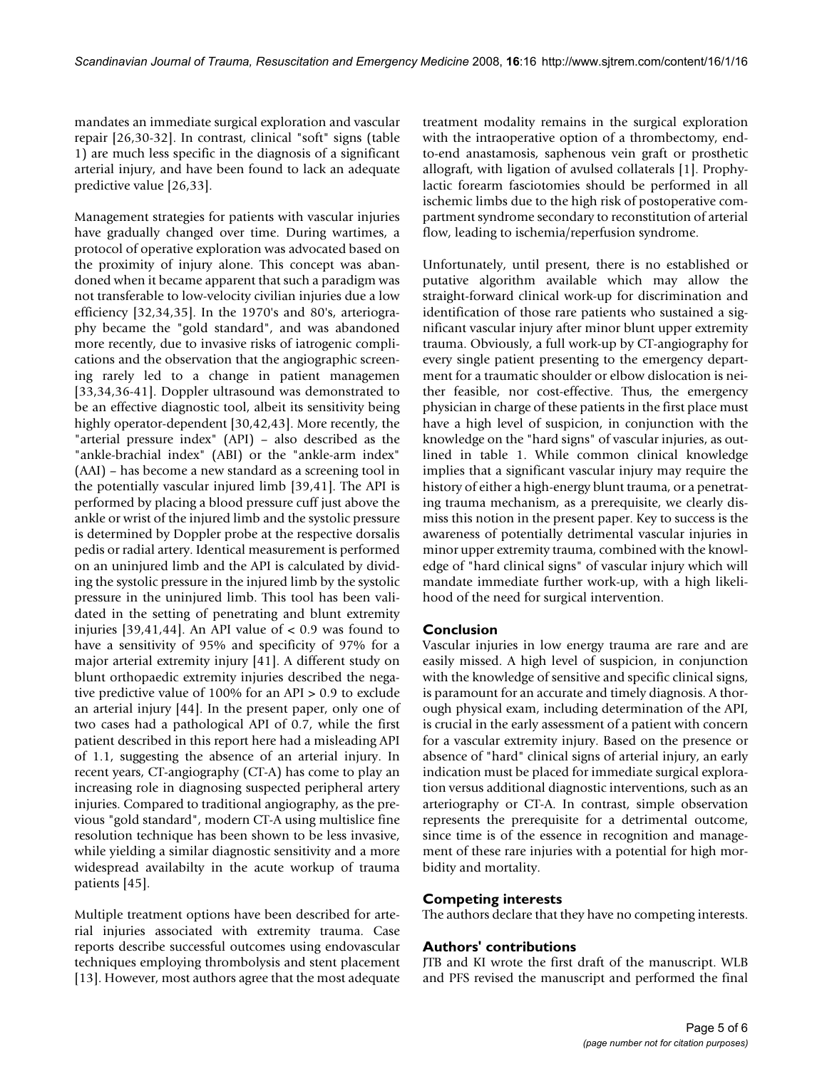mandates an immediate surgical exploration and vascular repair [26,30-32]. In contrast, clinical "soft" signs (table 1) are much less specific in the diagnosis of a significant arterial injury, and have been found to lack an adequate predictive value [26,33].

Management strategies for patients with vascular injuries have gradually changed over time. During wartimes, a protocol of operative exploration was advocated based on the proximity of injury alone. This concept was abandoned when it became apparent that such a paradigm was not transferable to low-velocity civilian injuries due a low efficiency [32,34,35]. In the 1970's and 80's, arteriography became the "gold standard", and was abandoned more recently, due to invasive risks of iatrogenic complications and the observation that the angiographic screening rarely led to a change in patient managemen [33,34,36-41]. Doppler ultrasound was demonstrated to be an effective diagnostic tool, albeit its sensitivity being highly operator-dependent [30,42,43]. More recently, the "arterial pressure index" (API) – also described as the "ankle-brachial index" (ABI) or the "ankle-arm index" (AAI) – has become a new standard as a screening tool in the potentially vascular injured limb [39,41]. The API is performed by placing a blood pressure cuff just above the ankle or wrist of the injured limb and the systolic pressure is determined by Doppler probe at the respective dorsalis pedis or radial artery. Identical measurement is performed on an uninjured limb and the API is calculated by dividing the systolic pressure in the injured limb by the systolic pressure in the uninjured limb. This tool has been validated in the setting of penetrating and blunt extremity injuries [39,41,44]. An API value of < 0.9 was found to have a sensitivity of 95% and specificity of 97% for a major arterial extremity injury [41]. A different study on blunt orthopaedic extremity injuries described the negative predictive value of 100% for an API > 0.9 to exclude an arterial injury [44]. In the present paper, only one of two cases had a pathological API of 0.7, while the first patient described in this report here had a misleading API of 1.1, suggesting the absence of an arterial injury. In recent years, CT-angiography (CT-A) has come to play an increasing role in diagnosing suspected peripheral artery injuries. Compared to traditional angiography, as the previous "gold standard", modern CT-A using multislice fine resolution technique has been shown to be less invasive, while yielding a similar diagnostic sensitivity and a more widespread availabilty in the acute workup of trauma patients [45].

Multiple treatment options have been described for arterial injuries associated with extremity trauma. Case reports describe successful outcomes using endovascular techniques employing thrombolysis and stent placement [13]. However, most authors agree that the most adequate treatment modality remains in the surgical exploration with the intraoperative option of a thrombectomy, end-to-end anastamosis, saphenous vein graft or prosthetic allograft, with ligation of avulsed collaterals [1]. Prophylactic forearm fasciotomies should be performed in all ischemic limbs due to the high risk of postoperative compartment syndrome secondary to reconstitution of arterial flow, leading to ischemia/reperfusion syndrome.

Unfortunately, until present, there is no established or putative algorithm available which may allow the straight-forward clinical work-up for discrimination and identification of those rare patients who sustained a significant vascular injury after minor blunt upper extremity trauma. Obviously, a full work-up by CT-angiography for every single patient presenting to the emergency department for a traumatic shoulder or elbow dislocation is neither feasible, nor cost-effective. Thus, the emergency physician in charge of these patients in the first place must have a high level of suspicion, in conjunction with the knowledge on the "hard signs" of vascular injuries, as outlined in table 1. While common clinical knowledge implies that a significant vascular injury may require the history of either a high-energy blunt trauma, or a penetrating trauma mechanism, as a prerequisite, we clearly dismiss this notion in the present paper. Key to success is the awareness of potentially detrimental vascular injuries in minor upper extremity trauma, combined with the knowledge of "hard clinical signs" of vascular injury which will mandate immediate further work-up, with a high likelihood of the need for surgical intervention.

## Conclusion

Vascular injuries in low energy trauma are rare and are easily missed. A high level of suspicion, in conjunction with the knowledge of sensitive and specific clinical signs, is paramount for an accurate and timely diagnosis. A thorough physical exam, including determination of the API, is crucial in the early assessment of a patient with concern for a vascular extremity injury. Based on the presence or absence of "hard" clinical signs of arterial injury, an early indication must be placed for immediate surgical exploration versus additional diagnostic interventions, such as an arteriography or CT-A. In contrast, simple observation represents the prerequisite for a detrimental outcome, since time is of the essence in recognition and management of these rare injuries with a potential for high morbidity and mortality.

## Competing interests

The authors declare that they have no competing interests.

## Authors' contributions

JTB and KI wrote the first draft of the manuscript. WLB and PFS revised the manuscript and performed the final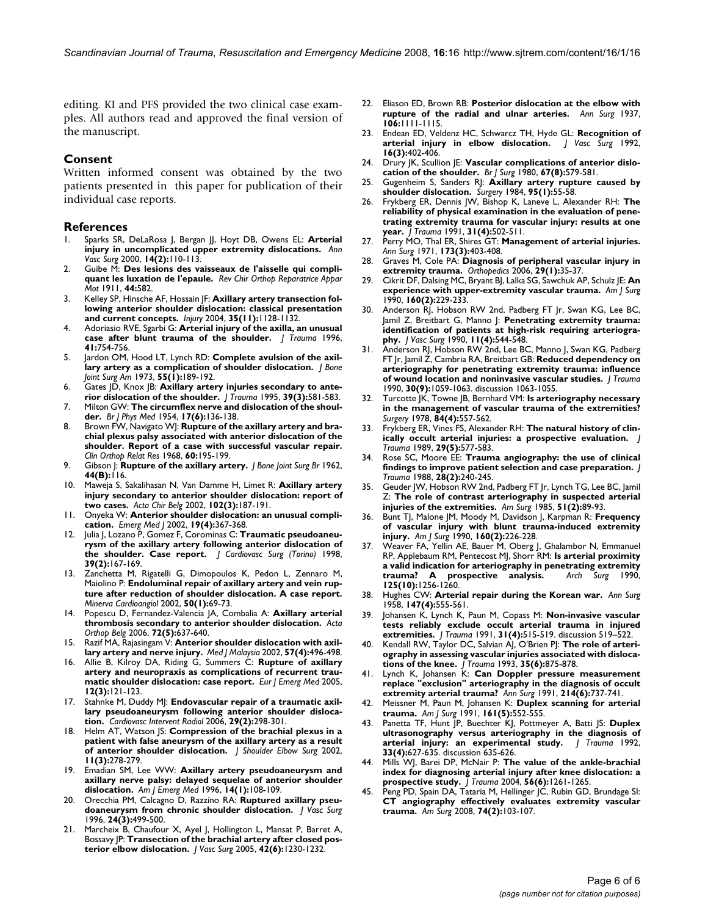editing. KI and PFS provided the two clinical case examples. All authors read and approved the final version of the manuscript.

## Consent

Written informed consent was obtained by the two patients presented in this paper for publication of their individual case reports.

## References

1. Sparks SR, DeLaRosa J, Bergan JJ, Hoyt DB, Owens EL: **Arterial injury in uncomplicated upper extremity dislocations.** *Ann Vasc Surg* 2000, **14(2)**:110-113.
2. Guibe M: **Des lesions des vaisseaux de l'aisselle qui compliquant les luxation de l'epaule.** *Rev Chir Orthop Reparatrice Appar Mot* 1911, **44**:582.
3. Kelley SP, Hinsche AF, Hossain JF: **Axillary artery transection following anterior shoulder dislocation: classical presentation and current concepts.** *Injury* 2004, **35(11)**:1128-1132.
4. Adoriasio RVE, Sgarbi G: **Arterial injury of the axilla, an unusual case after blunt trauma of the shoulder.** *J Trauma* 1996, **41**:754-756.
5. Jardon OM, Hood LT, Lynch RD: **Complete avulsion of the axillary artery as a complication of shoulder dislocation.** *J Bone Joint Surg Am* 1973, **55(1)**:189-192.
6. Gates JD, Knox JB: **Axillary artery injuries secondary to anterior dislocation of the shoulder.** *J Trauma* 1995, **39(3)**:581-583.
7. Milton GW: **The circumflex nerve and dislocation of the shoulder.** *Br J Phys Med* 1954, **17(6)**:136-138.
8. Brown FW, Navigato WJ: **Rupture of the axillary artery and brachial plexus palsy associated with anterior dislocation of the shoulder. Report of a case with successful vascular repair.** *Clin Orthop Relat Res* 1968, **60**:195-199.
9. Gibson J: **Rupture of the axillary artery.** *J Bone Joint Surg Br* 1962, **44(B)**:116.
10. Maweja S, Sakalihasan N, Van Damme H, Limet R: **Axillary artery injury secondary to anterior shoulder dislocation: report of two cases.** *Acta Chir Belg* 2002, **102(3)**:187-191.
11. Onyeka W: **Anterior shoulder dislocation: an unusual complication.** *Emerg Med J* 2002, **19(4)**:367-368.
12. Julia J, Lozano P, Gomez F, Corominas C: **Traumatic pseudoaneurysm of the axillary artery following anterior dislocation of the shoulder. Case report.** *J Cardiovasc Surg (Torino)* 1998, **39(2)**:167-169.
13. Zanchetta M, Rigatelli G, Dimopoulos K, Pedon L, Zennaro M, Maiolino P: **Endoluminal repair of axillary artery and vein rupture after reduction of shoulder dislocation. A case report.** *Minerva Cardioangiol* 2002, **50(1)**:69-73.
14. Popescu D, Fernandez-Valencia JA, Combalia A: **Axillary arterial thrombosis secondary to anterior shoulder dislocation.** *Acta Orthop Belg* 2006, **72(5)**:637-640.
15. Razif MA, Rajasingam V: **Anterior shoulder dislocation with axillary artery and nerve injury.** *Med J Malaysia* 2002, **57(4)**:496-498.
16. Allie B, Kilroy DA, Riding G, Summers C: **Rupture of axillary artery and neuropraxis as complications of recurrent traumatic shoulder dislocation: case report.** *Eur J Emerg Med* 2005, **12(3)**:121-123.
17. Stahnke M, Duddy MJ: **Endovascular repair of a traumatic axillary pseudoaneurysm following anterior shoulder dislocation.** *Cardiovasc Intervent Radiol* 2006, **29(2)**:298-301.
18. Helm AT, Watson JS: **Compression of the brachial plexus in a patient with false aneurysm of the axillary artery as a result of anterior shoulder dislocation.** *J Shoulder Elbow Surg* 2002, **11(3)**:278-279.
19. Emadian SM, Lee WW: **Axillary artery pseudoaneurysm and axillary nerve palsy: delayed sequelae of anterior shoulder dislocation.** *Am J Emerg Med* 1996, **14(1)**:108-109.
20. Orecchia PM, Calcagno D, Razzino RA: **Ruptured axillary pseudoaneurysm from chronic shoulder dislocation.** *J Vasc Surg* 1996, **24(3)**:499-500.
21. Marcheix B, Chaufour X, Ayel J, Hollington L, Mansat P, Barret A, Bossavy JP: **Transection of the brachial artery after closed posterior elbow dislocation.** *J Vasc Surg* 2005, **42(6)**:1230-1232.
22. Eliason ED, Brown RB: **Posterior dislocation at the elbow with rupture of the radial and ulnar arteries.** *Ann Surg* 1937, **106**:1111-1115.
23. Endean ED, Veldenz HC, Schwarcz TH, Hyde GL: **Recognition of arterial injury in elbow dislocation.** *J Vasc Surg* 1992, **16(3)**:402-406.
24. Drury JK, Scullion JE: **Vascular complications of anterior dislocation of the shoulder.** *Br J Surg* 1980, **67(8)**:579-581.
25. Gugenheim S, Sanders RJ: **Axillary artery rupture caused by shoulder dislocation.** *Surgery* 1984, **95(1)**:55-58.
26. Frykberg ER, Dennis JW, Bishop K, Laneve L, Alexander RH: **The reliability of physical examination in the evaluation of penetrating extremity trauma for vascular injury: results at one year.** *J Trauma* 1991, **31(4)**:502-511.
27. Perry MO, Thal ER, Shires GT: **Management of arterial injuries.** *Ann Surg* 1971, **173(3)**:403-408.
28. Graves M, Cole PA: **Diagnosis of peripheral vascular injury in extremity trauma.** *Orthopedics* 2006, **29(1)**:35-37.
29. Cikrit DF, Dalsing MC, Bryant BJ, Lalka SG, Sawchuk AP, Schulz JE: **An experience with upper-extremity vascular trauma.** *Am J Surg* 1990, **160(2)**:229-233.
30. Anderson RJ, Hobson RW 2nd, Padberg FT Jr, Swan KG, Lee BC, Jamil Z, Breitbart G, Manno J: **Penetrating extremity trauma: identification of patients at high-risk requiring arteriography.** *J Vasc Surg* 1990, **11(4)**:544-548.
31. Anderson RJ, Hobson RW 2nd, Lee BC, Manno J, Swan KG, Padberg FT Jr, Jamil Z, Cambria RA, Breitbart GB: **Reduced dependency on arteriography for penetrating extremity trauma: influence of wound location and noninvasive vascular studies.** *J Trauma* 1990, **30(9)**:1059-1063. discussion 1063-1055.
32. Turcotte JK, Towne JB, Bernhard VM: **Is arteriography necessary in the management of vascular trauma of the extremities?** *Surgery* 1978, **84(4)**:557-562.
33. Frykberg ER, Vines FS, Alexander RH: **The natural history of clinically occult arterial injuries: a prospective evaluation.** *J Trauma* 1989, **29(5)**:577-583.
34. Rose SC, Moore EE: **Trauma angiography: the use of clinical findings to improve patient selection and case preparation.** *J Trauma* 1988, **28(2)**:240-245.
35. Geuder JW, Hobson RW 2nd, Padberg FT Jr, Lynch TG, Lee BC, Jamil Z: **The role of contrast arteriography in suspected arterial injuries of the extremities.** *Am Surg* 1985, **51(2)**:89-93.
36. Bunt TJ, Malone JM, Moody M, Davidson J, Karpman R: **Frequency of vascular injury with blunt trauma-induced extremity injury.** *Am J Surg* 1990, **160(2)**:226-228.
37. Weaver FA, Yellin AE, Bauer M, Oberg J, Ghalambor N, Emmanuel RP, Applebaum RM, Pentecost MJ, Shorr RM: **Is arterial proximity a valid indication for arteriography in penetrating extremity trauma? A prospective analysis.** *Arch Surg* 1990, **125(10)**:1256-1260.
38. Hughes CW: **Arterial repair during the Korean war.** *Ann Surg* 1958, **147(4)**:555-561.
39. Johansen K, Lynch K, Paun M, Copass M: **Non-invasive vascular tests reliably exclude occult arterial trauma in injured extremities.** *J Trauma* 1991, **31(4)**:515-519. discussion 519–522.
40. Kendall RW, Taylor DC, Salvian AJ, O'Brien PJ: **The role of arteriography in assessing vascular injuries associated with dislocations of the knee.** *J Trauma* 1993, **35(6)**:875-878.
41. Lynch K, Johansen K: **Can Doppler pressure measurement replace "exclusion" arteriography in the diagnosis of occult extremity arterial trauma?** *Ann Surg* 1991, **214(6)**:737-741.
42. Meissner M, Paun M, Johansen K: **Duplex scanning for arterial trauma.** *Am J Surg* 1991, **161(5)**:552-555.
43. Panetta TF, Hunt JP, Buechter KJ, Pottmeyer A, Batti JS: **Duplex ultrasonography versus arteriography in the diagnosis of arterial injury: an experimental study.** *J Trauma* 1992, **33(4)**:627-635. discussion 635-626.
44. Mills WJ, Barei DP, McNair P: **The value of the ankle-brachial index for diagnosing arterial injury after knee dislocation: a prospective study.** *J Trauma* 2004, **56(6)**:1261-1265.
45. Peng PD, Spain DA, Tataria M, Hellinger JC, Rubin GD, Brundage SI: **CT angiography effectively evaluates extremity vascular trauma.** *Am Surg* 2008, **74(2)**:103-107.